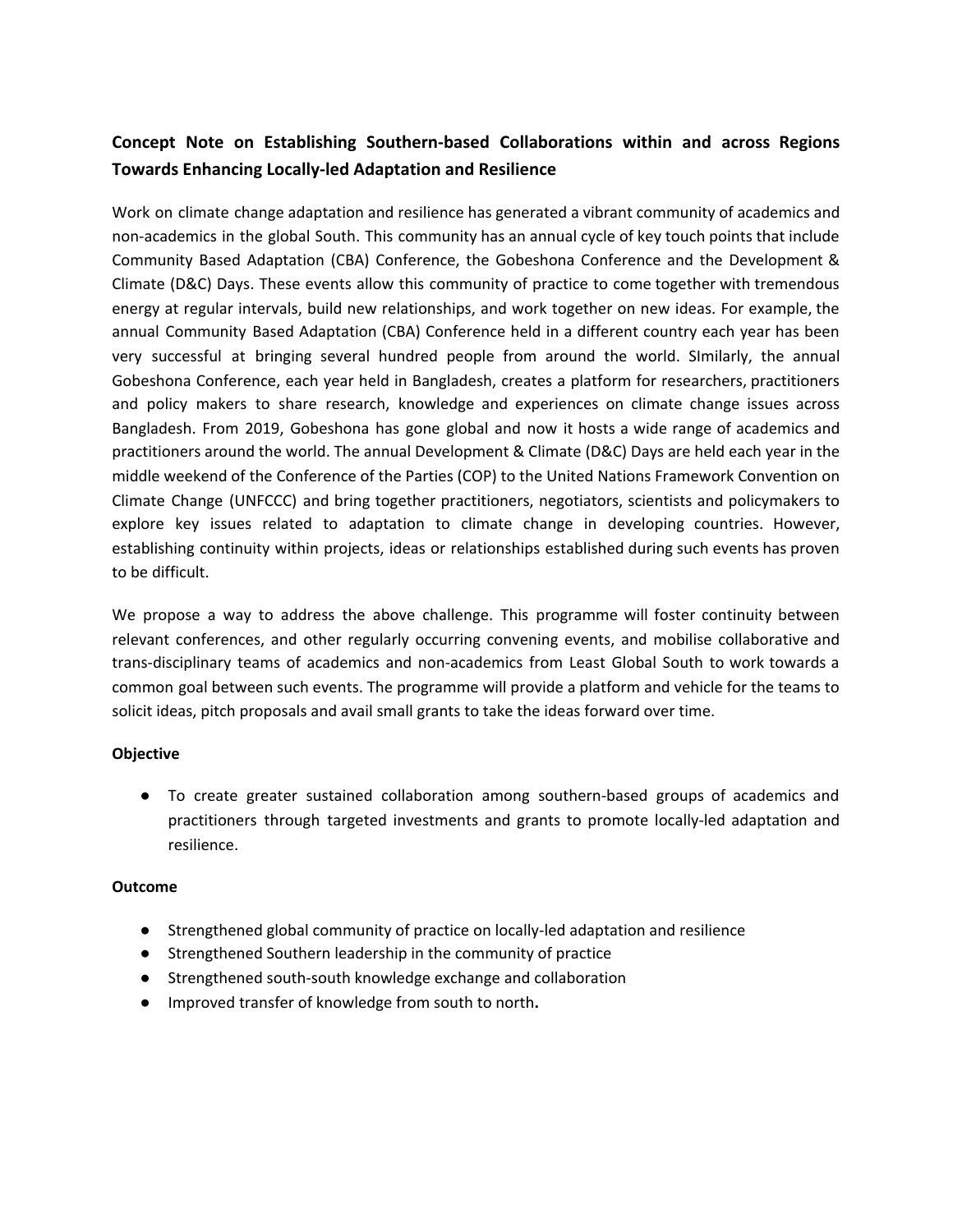## Concept Note on Establishing Southern-based Collaborations within and across Regions Towards Enhancing Locally-led Adaptation and Resilience

Work on climate change adaptation and resilience has generated a vibrant community of academics and non-academics in the global South. This community has an annual cycle of key touch points that include Community Based Adaptation (CBA) Conference, the Gobeshona Conference and the Development & Climate (D&C) Days. These events allow this community of practice to come together with tremendous energy at regular intervals, build new relationships, and work together on new ideas. For example, the annual Community Based Adaptation (CBA) Conference held in a different country each year has been very successful at bringing several hundred people from around the world. SImilarly, the annual Gobeshona Conference, each year held in Bangladesh, creates a platform for researchers, practitioners and policy makers to share research, knowledge and experiences on climate change issues across Bangladesh. From 2019, Gobeshona has gone global and now it hosts a wide range of academics and practitioners around the world. The annual Development & Climate (D&C) Days are held each year in the middle weekend of the Conference of the Parties (COP) to the United Nations Framework Convention on Climate Change (UNFCCC) and bring together practitioners, negotiators, scientists and policymakers to explore key issues related to adaptation to climate change in developing countries. However, establishing continuity within projects, ideas or relationships established during such events has proven to be difficult.

We propose a way to address the above challenge. This programme will foster continuity between relevant conferences, and other regularly occurring convening events, and mobilise collaborative and trans-disciplinary teams of academics and non-academics from Least Global South to work towards a common goal between such events. The programme will provide a platform and vehicle for the teams to solicit ideas, pitch proposals and avail small grants to take the ideas forward over time.

**Objective**

- To create greater sustained collaboration among southern-based groups of academics and practitioners through targeted investments and grants to promote locally-led adaptation and resilience.

**Outcome**

- Strengthened global community of practice on locally-led adaptation and resilience
- Strengthened Southern leadership in the community of practice
- Strengthened south-south knowledge exchange and collaboration
- Improved transfer of knowledge from south to north**.**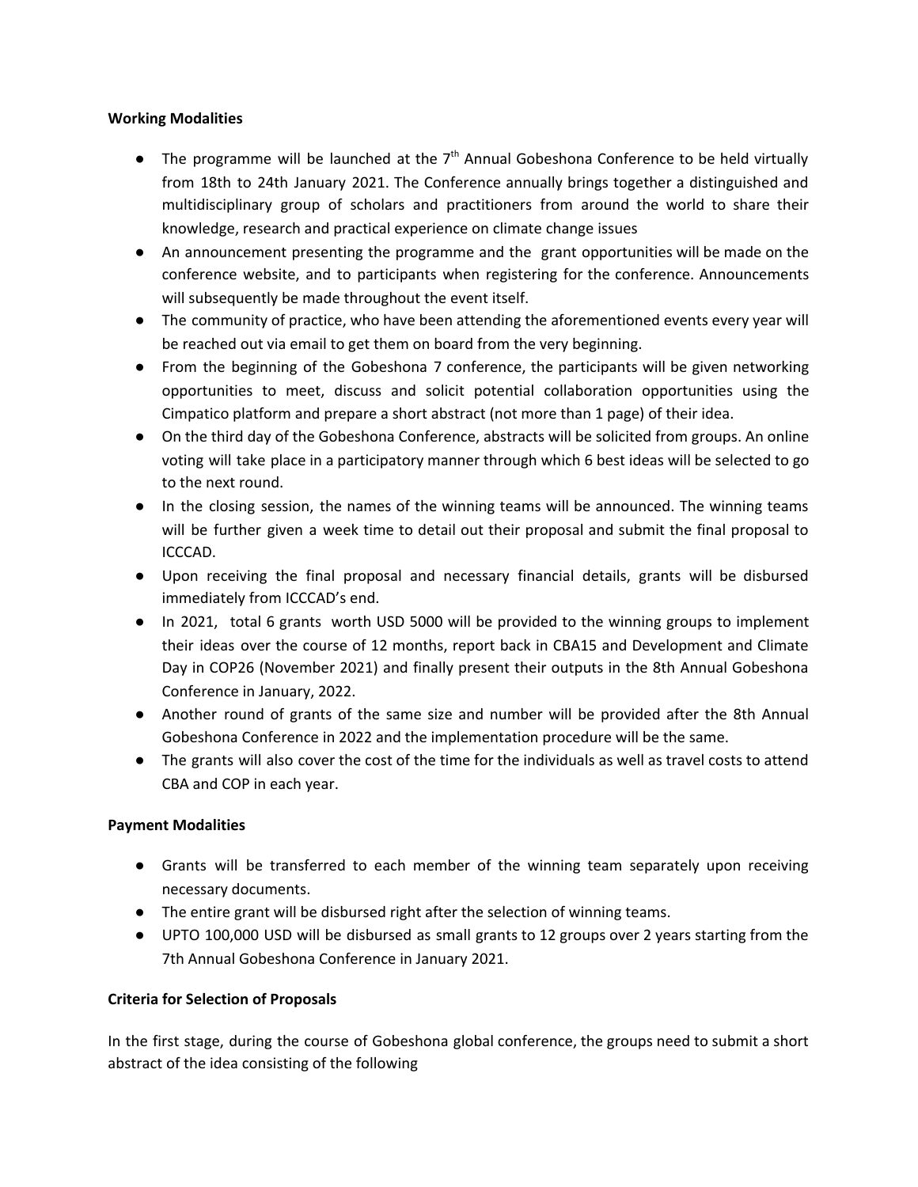**Working Modalities**

- The programme will be launched at the 7th Annual Gobeshona Conference to be held virtually from 18th to 24th January 2021. The Conference annually brings together a distinguished and multidisciplinary group of scholars and practitioners from around the world to share their knowledge, research and practical experience on climate change issues
- An announcement presenting the programme and the grant opportunities will be made on the conference website, and to participants when registering for the conference. Announcements will subsequently be made throughout the event itself.
- The community of practice, who have been attending the aforementioned events every year will be reached out via email to get them on board from the very beginning.
- From the beginning of the Gobeshona 7 conference, the participants will be given networking opportunities to meet, discuss and solicit potential collaboration opportunities using the Cimpatico platform and prepare a short abstract (not more than 1 page) of their idea.
- On the third day of the Gobeshona Conference, abstracts will be solicited from groups. An online voting will take place in a participatory manner through which 6 best ideas will be selected to go to the next round.
- In the closing session, the names of the winning teams will be announced. The winning teams will be further given a week time to detail out their proposal and submit the final proposal to ICCCAD.
- Upon receiving the final proposal and necessary financial details, grants will be disbursed immediately from ICCCAD's end.
- In 2021, total 6 grants worth USD 5000 will be provided to the winning groups to implement their ideas over the course of 12 months, report back in CBA15 and Development and Climate Day in COP26 (November 2021) and finally present their outputs in the 8th Annual Gobeshona Conference in January, 2022.
- Another round of grants of the same size and number will be provided after the 8th Annual Gobeshona Conference in 2022 and the implementation procedure will be the same.
- The grants will also cover the cost of the time for the individuals as well as travel costs to attend CBA and COP in each year.

**Payment Modalities**

- Grants will be transferred to each member of the winning team separately upon receiving necessary documents.
- The entire grant will be disbursed right after the selection of winning teams.
- UPTO 100,000 USD will be disbursed as small grants to 12 groups over 2 years starting from the 7th Annual Gobeshona Conference in January 2021.

**Criteria for Selection of Proposals**

In the first stage, during the course of Gobeshona global conference, the groups need to submit a short abstract of the idea consisting of the following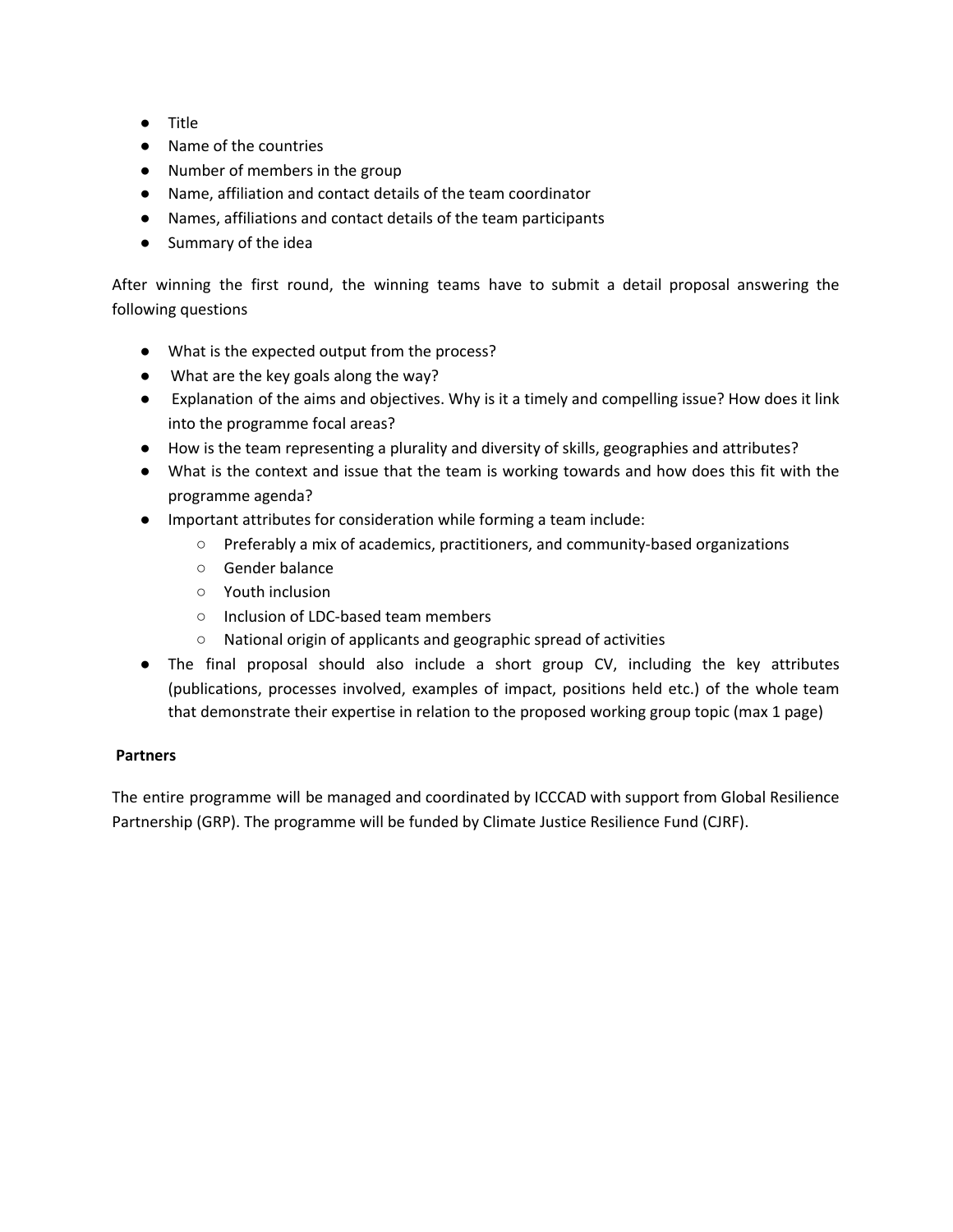- Title
- Name of the countries
- Number of members in the group
- Name, affiliation and contact details of the team coordinator
- Names, affiliations and contact details of the team participants
- Summary of the idea

After winning the first round, the winning teams have to submit a detail proposal answering the following questions

- What is the expected output from the process?
- What are the key goals along the way?
- Explanation of the aims and objectives. Why is it a timely and compelling issue? How does it link into the programme focal areas?
- How is the team representing a plurality and diversity of skills, geographies and attributes?
- What is the context and issue that the team is working towards and how does this fit with the programme agenda?
- Important attributes for consideration while forming a team include:
  - Preferably a mix of academics, practitioners, and community-based organizations
  - Gender balance
  - Youth inclusion
  - Inclusion of LDC-based team members
  - National origin of applicants and geographic spread of activities
- The final proposal should also include a short group CV, including the key attributes (publications, processes involved, examples of impact, positions held etc.) of the whole team that demonstrate their expertise in relation to the proposed working group topic (max 1 page)

**Partners**

The entire programme will be managed and coordinated by ICCCAD with support from Global Resilience Partnership (GRP). The programme will be funded by Climate Justice Resilience Fund (CJRF).